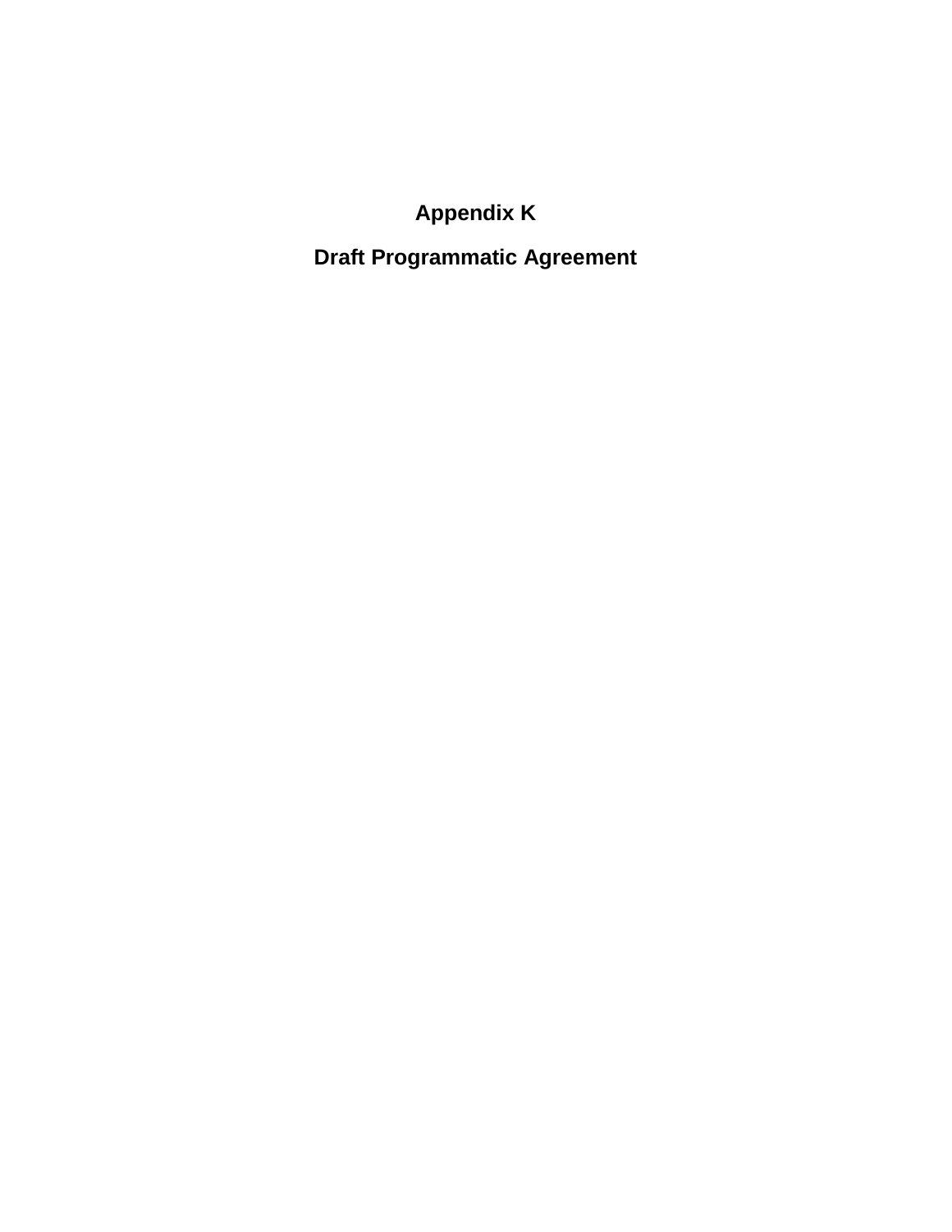# Appendix K

# Draft Programmatic Agreement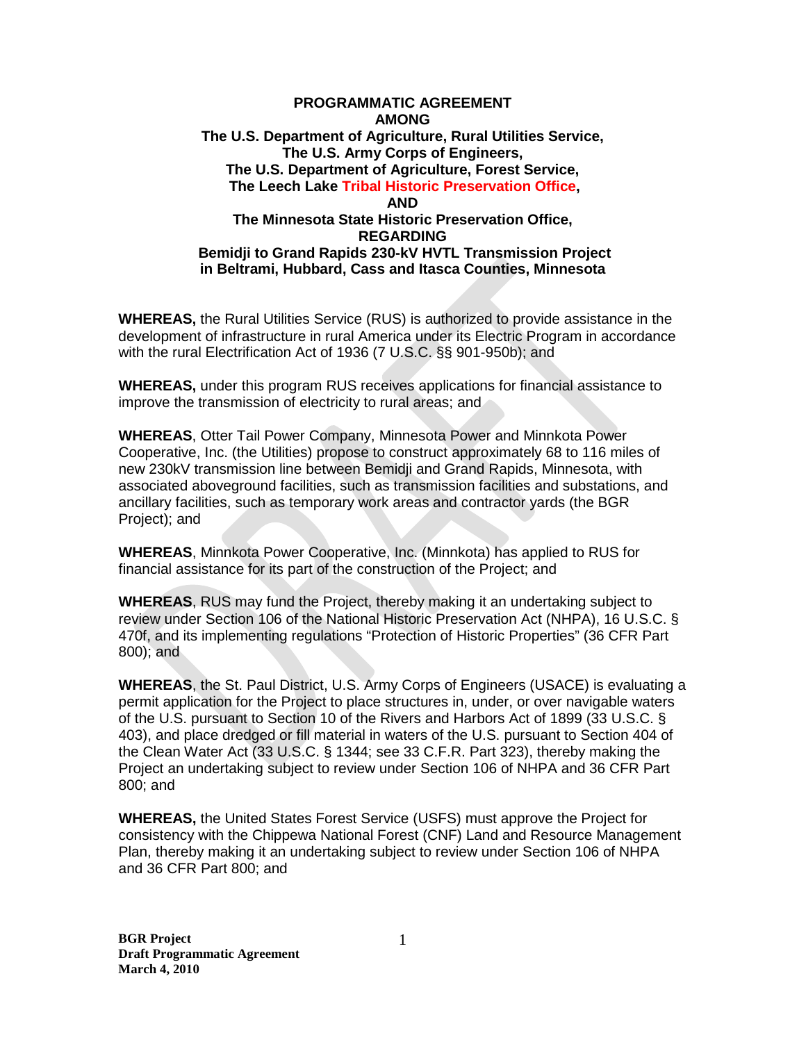**PROGRAMMATIC AGREEMENT**
**AMONG**
**The U.S. Department of Agriculture, Rural Utilities Service,**
**The U.S. Army Corps of Engineers,**
**The U.S. Department of Agriculture, Forest Service,**
**The Leech Lake Tribal Historic Preservation Office,**
**AND**
**The Minnesota State Historic Preservation Office,**
**REGARDING**
**Bemidji to Grand Rapids 230-kV HVTL Transmission Project**
**in Beltrami, Hubbard, Cass and Itasca Counties, Minnesota**

**WHEREAS,** the Rural Utilities Service (RUS) is authorized to provide assistance in the development of infrastructure in rural America under its Electric Program in accordance with the rural Electrification Act of 1936 (7 U.S.C. §§ 901-950b); and

**WHEREAS,** under this program RUS receives applications for financial assistance to improve the transmission of electricity to rural areas; and

**WHEREAS**, Otter Tail Power Company, Minnesota Power and Minnkota Power Cooperative, Inc. (the Utilities) propose to construct approximately 68 to 116 miles of new 230kV transmission line between Bemidji and Grand Rapids, Minnesota, with associated aboveground facilities, such as transmission facilities and substations, and ancillary facilities, such as temporary work areas and contractor yards (the BGR Project); and

**WHEREAS**, Minnkota Power Cooperative, Inc. (Minnkota) has applied to RUS for financial assistance for its part of the construction of the Project; and

**WHEREAS**, RUS may fund the Project, thereby making it an undertaking subject to review under Section 106 of the National Historic Preservation Act (NHPA), 16 U.S.C. § 470f, and its implementing regulations "Protection of Historic Properties" (36 CFR Part 800); and

**WHEREAS**, the St. Paul District, U.S. Army Corps of Engineers (USACE) is evaluating a permit application for the Project to place structures in, under, or over navigable waters of the U.S. pursuant to Section 10 of the Rivers and Harbors Act of 1899 (33 U.S.C. § 403), and place dredged or fill material in waters of the U.S. pursuant to Section 404 of the Clean Water Act (33 U.S.C. § 1344; see 33 C.F.R. Part 323), thereby making the Project an undertaking subject to review under Section 106 of NHPA and 36 CFR Part 800; and

**WHEREAS,** the United States Forest Service (USFS) must approve the Project for consistency with the Chippewa National Forest (CNF) Land and Resource Management Plan, thereby making it an undertaking subject to review under Section 106 of NHPA and 36 CFR Part 800; and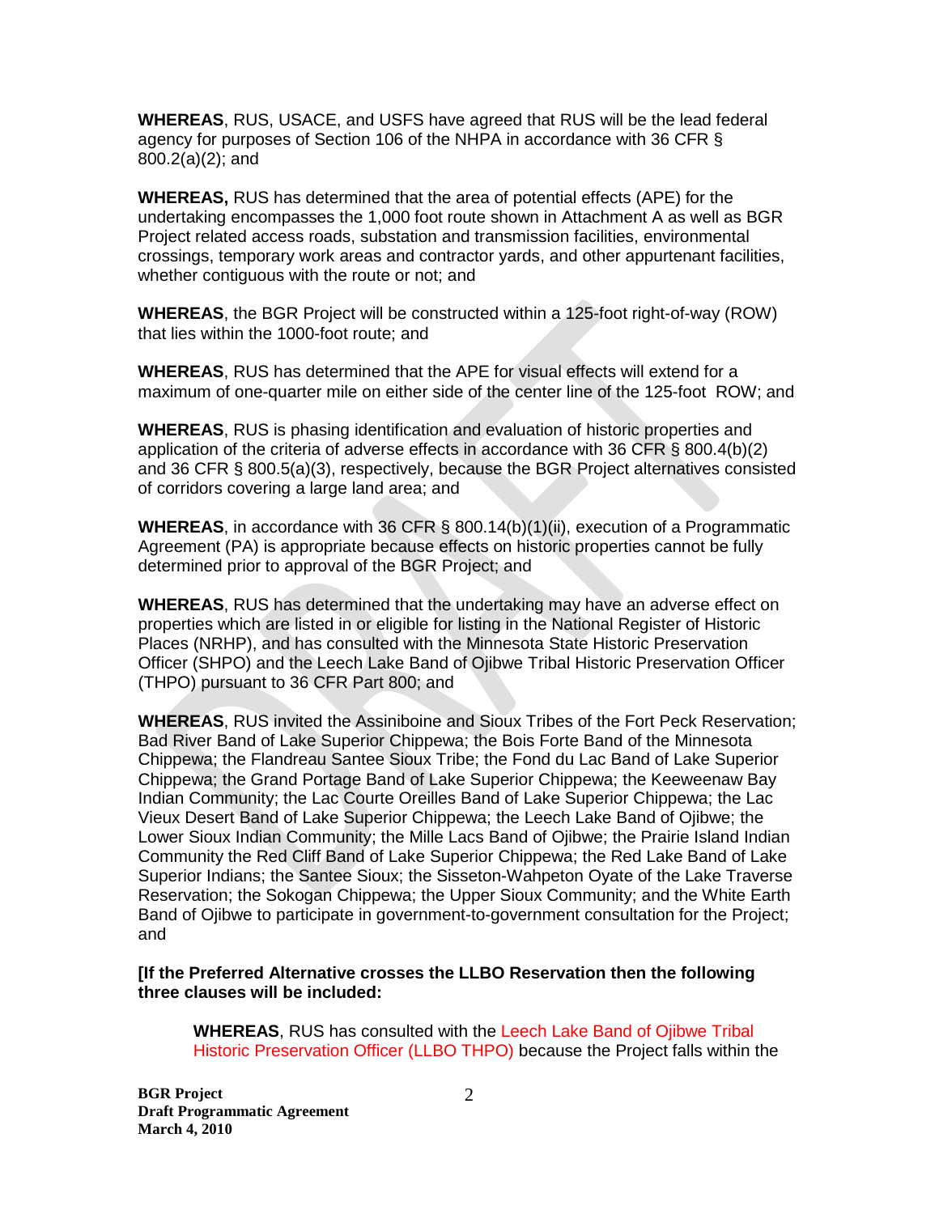**WHEREAS**, RUS, USACE, and USFS have agreed that RUS will be the lead federal agency for purposes of Section 106 of the NHPA in accordance with 36 CFR § 800.2(a)(2); and

**WHEREAS,** RUS has determined that the area of potential effects (APE) for the undertaking encompasses the 1,000 foot route shown in Attachment A as well as BGR Project related access roads, substation and transmission facilities, environmental crossings, temporary work areas and contractor yards, and other appurtenant facilities, whether contiguous with the route or not; and

**WHEREAS**, the BGR Project will be constructed within a 125-foot right-of-way (ROW) that lies within the 1000-foot route; and

**WHEREAS**, RUS has determined that the APE for visual effects will extend for a maximum of one-quarter mile on either side of the center line of the 125-foot ROW; and

**WHEREAS**, RUS is phasing identification and evaluation of historic properties and application of the criteria of adverse effects in accordance with 36 CFR § 800.4(b)(2) and 36 CFR § 800.5(a)(3), respectively, because the BGR Project alternatives consisted of corridors covering a large land area; and

**WHEREAS**, in accordance with 36 CFR § 800.14(b)(1)(ii), execution of a Programmatic Agreement (PA) is appropriate because effects on historic properties cannot be fully determined prior to approval of the BGR Project; and

**WHEREAS**, RUS has determined that the undertaking may have an adverse effect on properties which are listed in or eligible for listing in the National Register of Historic Places (NRHP), and has consulted with the Minnesota State Historic Preservation Officer (SHPO) and the Leech Lake Band of Ojibwe Tribal Historic Preservation Officer (THPO) pursuant to 36 CFR Part 800; and

**WHEREAS**, RUS invited the Assiniboine and Sioux Tribes of the Fort Peck Reservation; Bad River Band of Lake Superior Chippewa; the Bois Forte Band of the Minnesota Chippewa; the Flandreau Santee Sioux Tribe; the Fond du Lac Band of Lake Superior Chippewa; the Grand Portage Band of Lake Superior Chippewa; the Keeweenaw Bay Indian Community; the Lac Courte Oreilles Band of Lake Superior Chippewa; the Lac Vieux Desert Band of Lake Superior Chippewa; the Leech Lake Band of Ojibwe; the Lower Sioux Indian Community; the Mille Lacs Band of Ojibwe; the Prairie Island Indian Community the Red Cliff Band of Lake Superior Chippewa; the Red Lake Band of Lake Superior Indians; the Santee Sioux; the Sisseton-Wahpeton Oyate of the Lake Traverse Reservation; the Sokogan Chippewa; the Upper Sioux Community; and the White Earth Band of Ojibwe to participate in government-to-government consultation for the Project; and

**[If the Preferred Alternative crosses the LLBO Reservation then the following three clauses will be included:**

> **WHEREAS**, RUS has consulted with the Leech Lake Band of Ojibwe Tribal Historic Preservation Officer (LLBO THPO) because the Project falls within the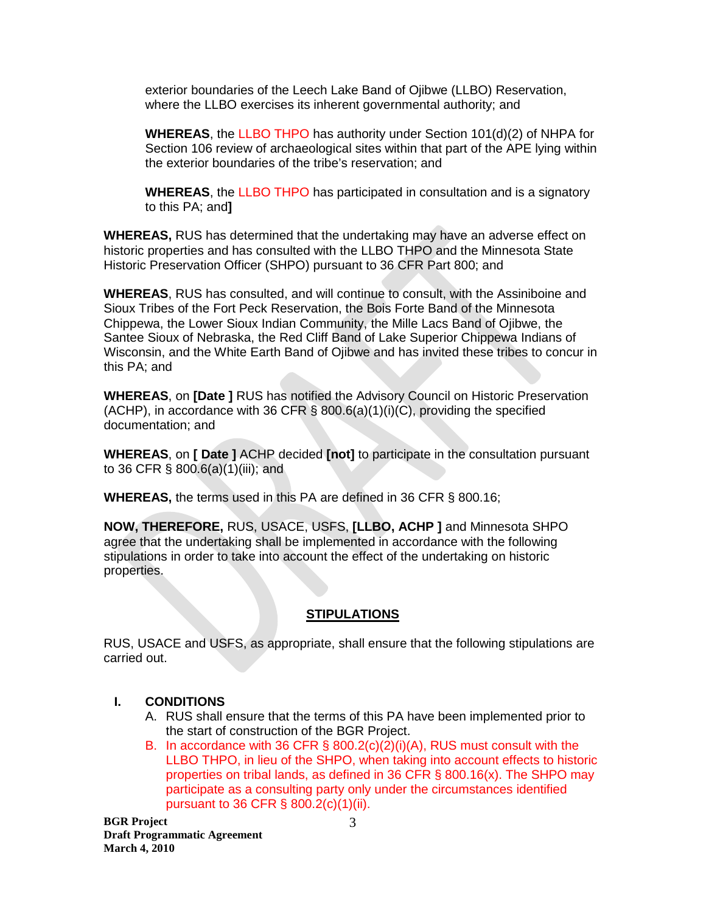exterior boundaries of the Leech Lake Band of Ojibwe (LLBO) Reservation, where the LLBO exercises its inherent governmental authority; and

**WHEREAS**, the LLBO THPO has authority under Section 101(d)(2) of NHPA for Section 106 review of archaeological sites within that part of the APE lying within the exterior boundaries of the tribe's reservation; and

**WHEREAS**, the LLBO THPO has participated in consultation and is a signatory to this PA; and**]**

**WHEREAS,** RUS has determined that the undertaking may have an adverse effect on historic properties and has consulted with the LLBO THPO and the Minnesota State Historic Preservation Officer (SHPO) pursuant to 36 CFR Part 800; and

**WHEREAS**, RUS has consulted, and will continue to consult, with the Assiniboine and Sioux Tribes of the Fort Peck Reservation, the Bois Forte Band of the Minnesota Chippewa, the Lower Sioux Indian Community, the Mille Lacs Band of Ojibwe, the Santee Sioux of Nebraska, the Red Cliff Band of Lake Superior Chippewa Indians of Wisconsin, and the White Earth Band of Ojibwe and has invited these tribes to concur in this PA; and

**WHEREAS**, on **[Date ]** RUS has notified the Advisory Council on Historic Preservation (ACHP), in accordance with 36 CFR § 800.6(a)(1)(i)(C), providing the specified documentation; and

**WHEREAS**, on **[ Date ]** ACHP decided **[not]** to participate in the consultation pursuant to 36 CFR § 800.6(a)(1)(iii); and

**WHEREAS,** the terms used in this PA are defined in 36 CFR § 800.16;

**NOW, THEREFORE,** RUS, USACE, USFS, **[LLBO, ACHP ]** and Minnesota SHPO agree that the undertaking shall be implemented in accordance with the following stipulations in order to take into account the effect of the undertaking on historic properties.

## STIPULATIONS

RUS, USACE and USFS, as appropriate, shall ensure that the following stipulations are carried out.

### I. CONDITIONS

A. RUS shall ensure that the terms of this PA have been implemented prior to the start of construction of the BGR Project.

B. In accordance with 36 CFR § 800.2(c)(2)(i)(A), RUS must consult with the LLBO THPO, in lieu of the SHPO, when taking into account effects to historic properties on tribal lands, as defined in 36 CFR § 800.16(x). The SHPO may participate as a consulting party only under the circumstances identified pursuant to 36 CFR § 800.2(c)(1)(ii).

**BGR Project**
**Draft Programmatic Agreement**
**March 4, 2010**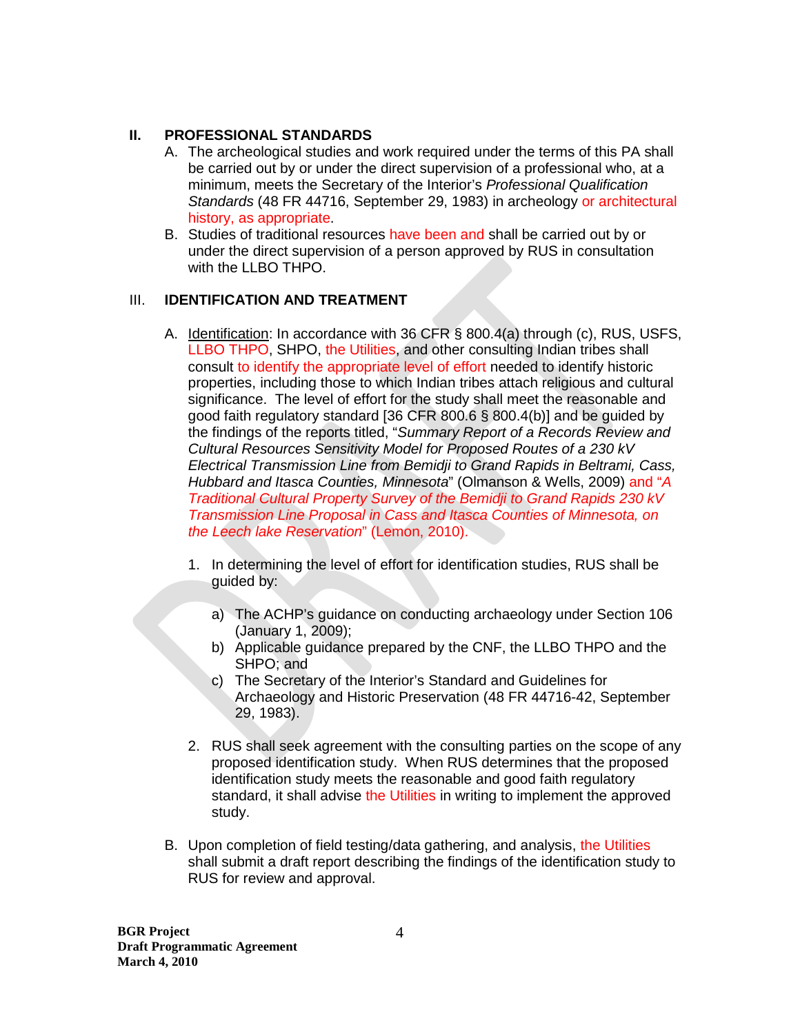## II. PROFESSIONAL STANDARDS

A. The archeological studies and work required under the terms of this PA shall be carried out by or under the direct supervision of a professional who, at a minimum, meets the Secretary of the Interior's *Professional Qualification Standards* (48 FR 44716, September 29, 1983) in archeology or architectural history, as appropriate.

B. Studies of traditional resources have been and shall be carried out by or under the direct supervision of a person approved by RUS in consultation with the LLBO THPO.

## III. IDENTIFICATION AND TREATMENT

A. Identification: In accordance with 36 CFR § 800.4(a) through (c), RUS, USFS, LLBO THPO, SHPO, the Utilities, and other consulting Indian tribes shall consult to identify the appropriate level of effort needed to identify historic properties, including those to which Indian tribes attach religious and cultural significance. The level of effort for the study shall meet the reasonable and good faith regulatory standard [36 CFR 800.6 § 800.4(b)] and be guided by the findings of the reports titled, "*Summary Report of a Records Review and Cultural Resources Sensitivity Model for Proposed Routes of a 230 kV Electrical Transmission Line from Bemidji to Grand Rapids in Beltrami, Cass, Hubbard and Itasca Counties, Minnesota*" (Olmanson & Wells, 2009) and "*A Traditional Cultural Property Survey of the Bemidji to Grand Rapids 230 kV Transmission Line Proposal in Cass and Itasca Counties of Minnesota, on the Leech lake Reservation*" (Lemon, 2010).

1. In determining the level of effort for identification studies, RUS shall be guided by:

   a) The ACHP's guidance on conducting archaeology under Section 106 (January 1, 2009);
   b) Applicable guidance prepared by the CNF, the LLBO THPO and the SHPO; and
   c) The Secretary of the Interior's Standard and Guidelines for Archaeology and Historic Preservation (48 FR 44716-42, September 29, 1983).

2. RUS shall seek agreement with the consulting parties on the scope of any proposed identification study. When RUS determines that the proposed identification study meets the reasonable and good faith regulatory standard, it shall advise the Utilities in writing to implement the approved study.

B. Upon completion of field testing/data gathering, and analysis, the Utilities shall submit a draft report describing the findings of the identification study to RUS for review and approval.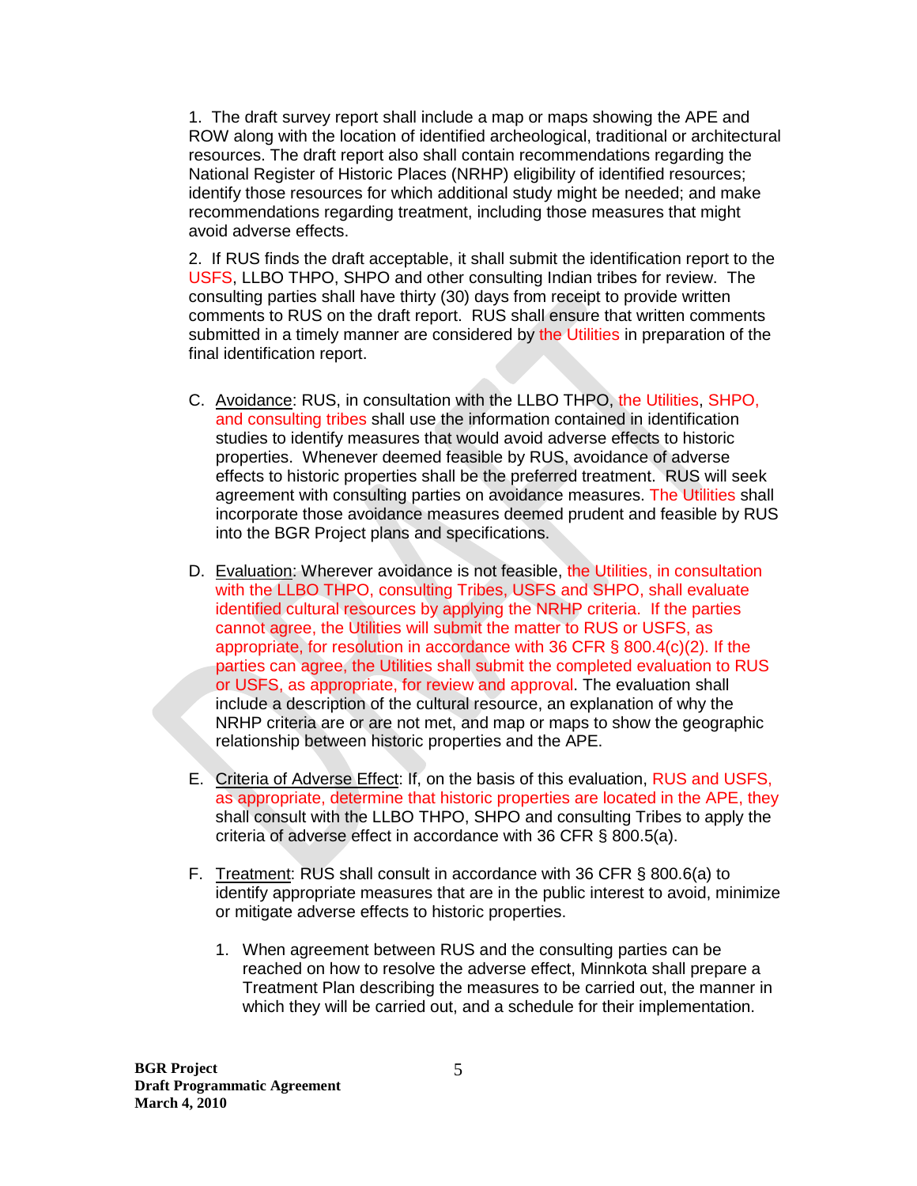1. The draft survey report shall include a map or maps showing the APE and ROW along with the location of identified archeological, traditional or architectural resources. The draft report also shall contain recommendations regarding the National Register of Historic Places (NRHP) eligibility of identified resources; identify those resources for which additional study might be needed; and make recommendations regarding treatment, including those measures that might avoid adverse effects.

2. If RUS finds the draft acceptable, it shall submit the identification report to the USFS, LLBO THPO, SHPO and other consulting Indian tribes for review. The consulting parties shall have thirty (30) days from receipt to provide written comments to RUS on the draft report. RUS shall ensure that written comments submitted in a timely manner are considered by the Utilities in preparation of the final identification report.

C. Avoidance: RUS, in consultation with the LLBO THPO, the Utilities, SHPO, and consulting tribes shall use the information contained in identification studies to identify measures that would avoid adverse effects to historic properties. Whenever deemed feasible by RUS, avoidance of adverse effects to historic properties shall be the preferred treatment. RUS will seek agreement with consulting parties on avoidance measures. The Utilities shall incorporate those avoidance measures deemed prudent and feasible by RUS into the BGR Project plans and specifications.

D. Evaluation: Wherever avoidance is not feasible, the Utilities, in consultation with the LLBO THPO, consulting Tribes, USFS and SHPO, shall evaluate identified cultural resources by applying the NRHP criteria. If the parties cannot agree, the Utilities will submit the matter to RUS or USFS, as appropriate, for resolution in accordance with 36 CFR § 800.4(c)(2). If the parties can agree, the Utilities shall submit the completed evaluation to RUS or USFS, as appropriate, for review and approval. The evaluation shall include a description of the cultural resource, an explanation of why the NRHP criteria are or are not met, and map or maps to show the geographic relationship between historic properties and the APE.

E. Criteria of Adverse Effect: If, on the basis of this evaluation, RUS and USFS, as appropriate, determine that historic properties are located in the APE, they shall consult with the LLBO THPO, SHPO and consulting Tribes to apply the criteria of adverse effect in accordance with 36 CFR § 800.5(a).

F. Treatment: RUS shall consult in accordance with 36 CFR § 800.6(a) to identify appropriate measures that are in the public interest to avoid, minimize or mitigate adverse effects to historic properties.

   1. When agreement between RUS and the consulting parties can be reached on how to resolve the adverse effect, Minnkota shall prepare a Treatment Plan describing the measures to be carried out, the manner in which they will be carried out, and a schedule for their implementation.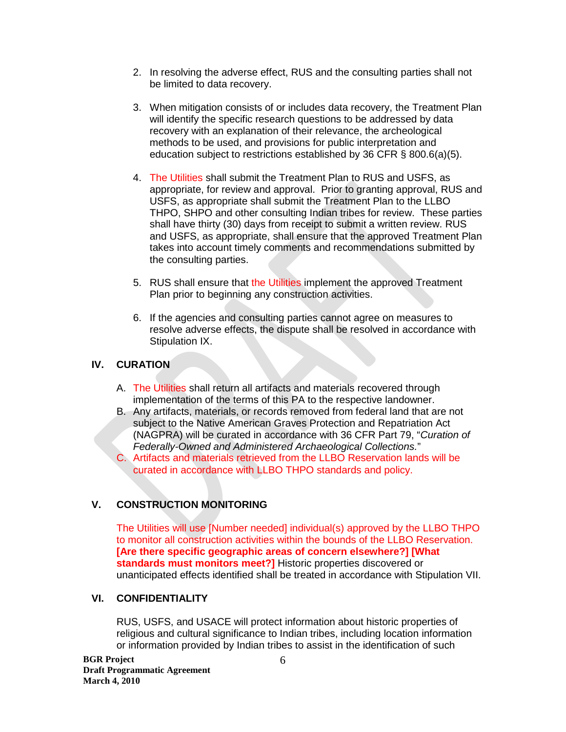2. In resolving the adverse effect, RUS and the consulting parties shall not be limited to data recovery.

3. When mitigation consists of or includes data recovery, the Treatment Plan will identify the specific research questions to be addressed by data recovery with an explanation of their relevance, the archeological methods to be used, and provisions for public interpretation and education subject to restrictions established by 36 CFR § 800.6(a)(5).

4. The Utilities shall submit the Treatment Plan to RUS and USFS, as appropriate, for review and approval. Prior to granting approval, RUS and USFS, as appropriate shall submit the Treatment Plan to the LLBO THPO, SHPO and other consulting Indian tribes for review. These parties shall have thirty (30) days from receipt to submit a written review. RUS and USFS, as appropriate, shall ensure that the approved Treatment Plan takes into account timely comments and recommendations submitted by the consulting parties.

5. RUS shall ensure that the Utilities implement the approved Treatment Plan prior to beginning any construction activities.

6. If the agencies and consulting parties cannot agree on measures to resolve adverse effects, the dispute shall be resolved in accordance with Stipulation IX.

## IV. CURATION

A. The Utilities shall return all artifacts and materials recovered through implementation of the terms of this PA to the respective landowner.

B. Any artifacts, materials, or records removed from federal land that are not subject to the Native American Graves Protection and Repatriation Act (NAGPRA) will be curated in accordance with 36 CFR Part 79, "*Curation of Federally-Owned and Administered Archaeological Collections.*"

C. Artifacts and materials retrieved from the LLBO Reservation lands will be curated in accordance with LLBO THPO standards and policy.

## V. CONSTRUCTION MONITORING

The Utilities will use [Number needed] individual(s) approved by the LLBO THPO to monitor all construction activities within the bounds of the LLBO Reservation. **[Are there specific geographic areas of concern elsewhere?] [What standards must monitors meet?]** Historic properties discovered or unanticipated effects identified shall be treated in accordance with Stipulation VII.

## VI. CONFIDENTIALITY

RUS, USFS, and USACE will protect information about historic properties of religious and cultural significance to Indian tribes, including location information or information provided by Indian tribes to assist in the identification of such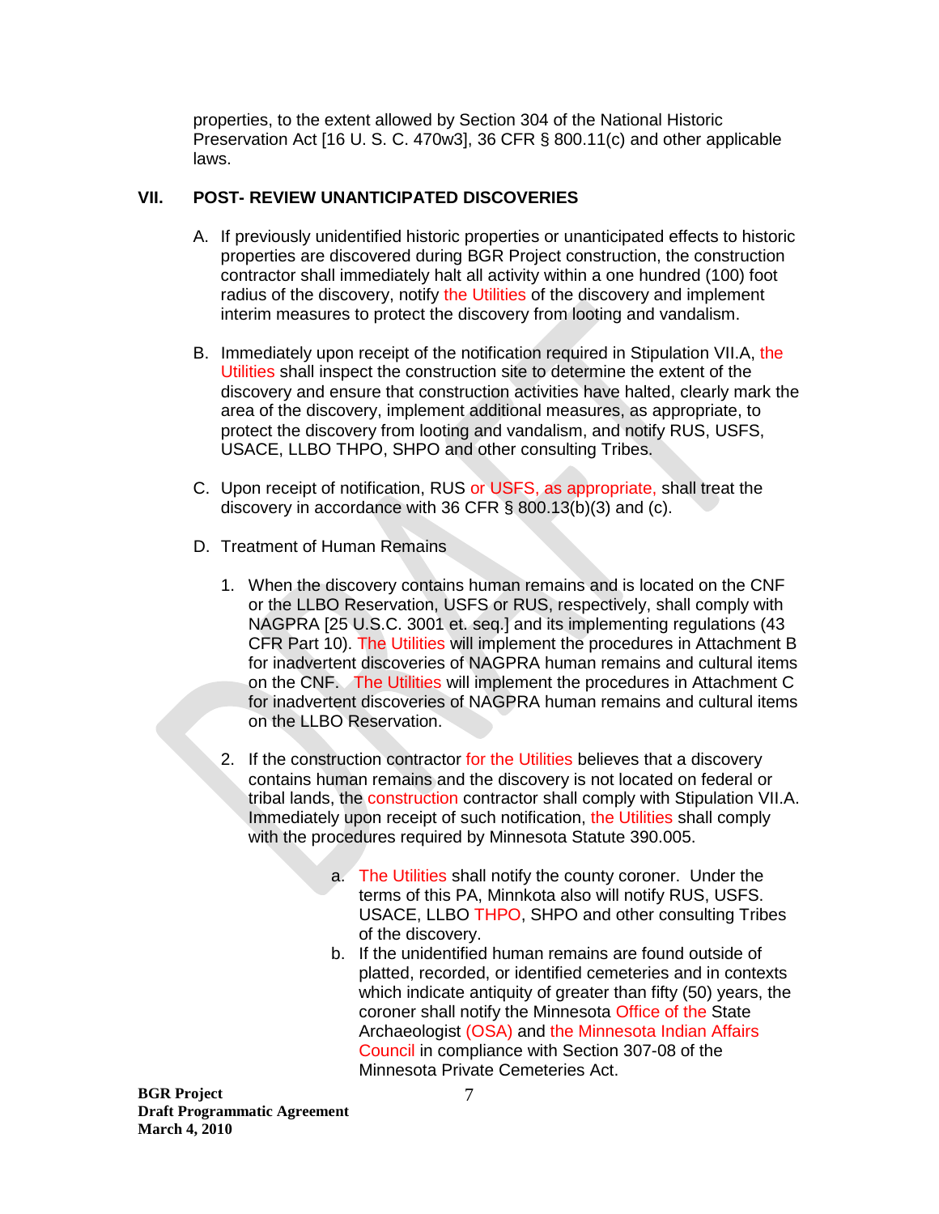properties, to the extent allowed by Section 304 of the National Historic Preservation Act [16 U. S. C. 470w3], 36 CFR § 800.11(c) and other applicable laws.

## VII. POST- REVIEW UNANTICIPATED DISCOVERIES

A. If previously unidentified historic properties or unanticipated effects to historic properties are discovered during BGR Project construction, the construction contractor shall immediately halt all activity within a one hundred (100) foot radius of the discovery, notify the Utilities of the discovery and implement interim measures to protect the discovery from looting and vandalism.

B. Immediately upon receipt of the notification required in Stipulation VII.A, the Utilities shall inspect the construction site to determine the extent of the discovery and ensure that construction activities have halted, clearly mark the area of the discovery, implement additional measures, as appropriate, to protect the discovery from looting and vandalism, and notify RUS, USFS, USACE, LLBO THPO, SHPO and other consulting Tribes.

C. Upon receipt of notification, RUS or USFS, as appropriate, shall treat the discovery in accordance with 36 CFR § 800.13(b)(3) and (c).

D. Treatment of Human Remains

1. When the discovery contains human remains and is located on the CNF or the LLBO Reservation, USFS or RUS, respectively, shall comply with NAGPRA [25 U.S.C. 3001 et. seq.] and its implementing regulations (43 CFR Part 10). The Utilities will implement the procedures in Attachment B for inadvertent discoveries of NAGPRA human remains and cultural items on the CNF. The Utilities will implement the procedures in Attachment C for inadvertent discoveries of NAGPRA human remains and cultural items on the LLBO Reservation.

2. If the construction contractor for the Utilities believes that a discovery contains human remains and the discovery is not located on federal or tribal lands, the construction contractor shall comply with Stipulation VII.A. Immediately upon receipt of such notification, the Utilities shall comply with the procedures required by Minnesota Statute 390.005.

   a. The Utilities shall notify the county coroner. Under the terms of this PA, Minnkota also will notify RUS, USFS. USACE, LLBO THPO, SHPO and other consulting Tribes of the discovery.

   b. If the unidentified human remains are found outside of platted, recorded, or identified cemeteries and in contexts which indicate antiquity of greater than fifty (50) years, the coroner shall notify the Minnesota Office of the State Archaeologist (OSA) and the Minnesota Indian Affairs Council in compliance with Section 307-08 of the Minnesota Private Cemeteries Act.

**BGR Project**
**Draft Programmatic Agreement**
**March 4, 2010**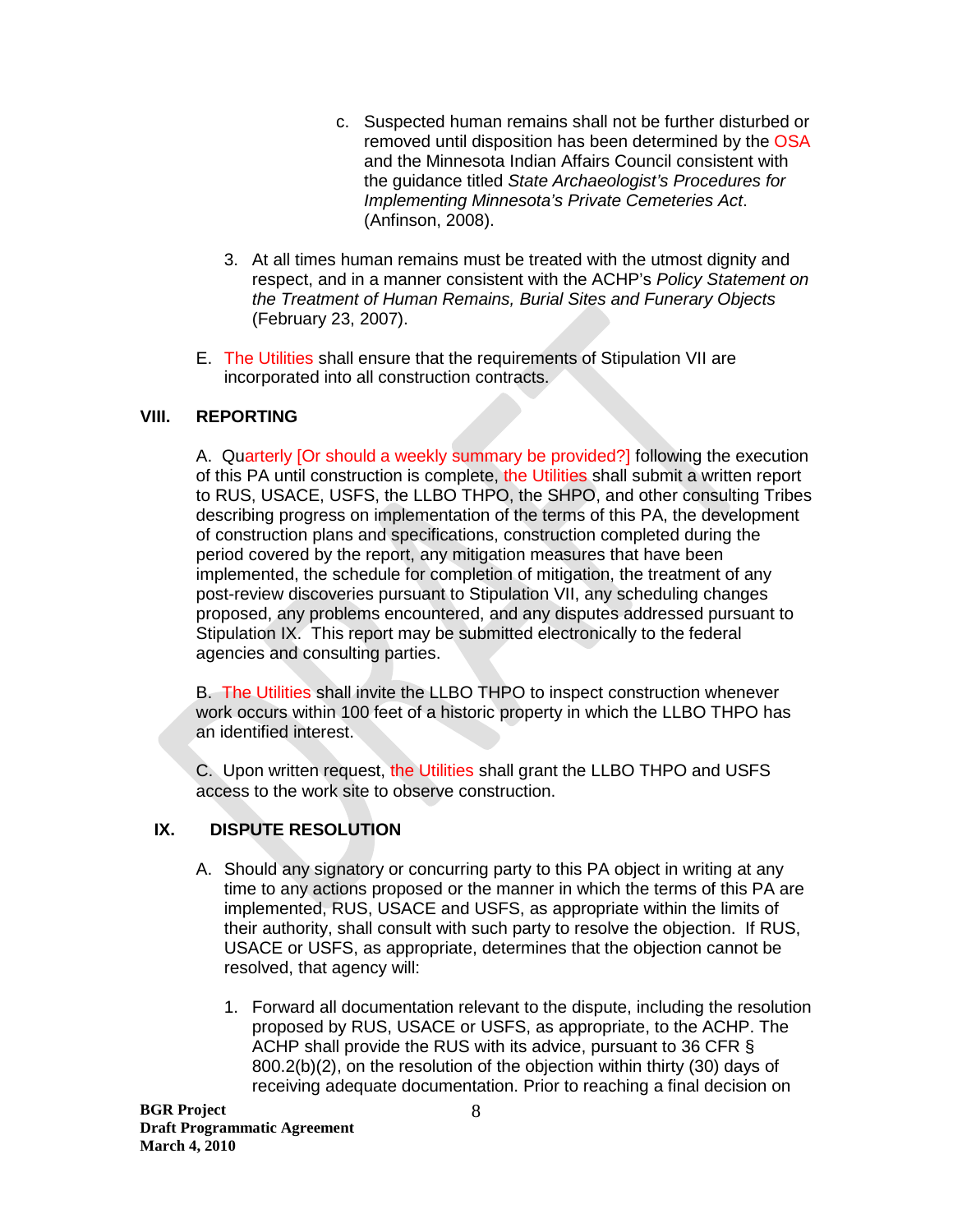c. Suspected human remains shall not be further disturbed or removed until disposition has been determined by the OSA and the Minnesota Indian Affairs Council consistent with the guidance titled *State Archaeologist's Procedures for Implementing Minnesota's Private Cemeteries Act*. (Anfinson, 2008).

3. At all times human remains must be treated with the utmost dignity and respect, and in a manner consistent with the ACHP's *Policy Statement on the Treatment of Human Remains, Burial Sites and Funerary Objects* (February 23, 2007).

E. The Utilities shall ensure that the requirements of Stipulation VII are incorporated into all construction contracts.

## VIII. REPORTING

A. Quarterly [Or should a weekly summary be provided?] following the execution of this PA until construction is complete, the Utilities shall submit a written report to RUS, USACE, USFS, the LLBO THPO, the SHPO, and other consulting Tribes describing progress on implementation of the terms of this PA, the development of construction plans and specifications, construction completed during the period covered by the report, any mitigation measures that have been implemented, the schedule for completion of mitigation, the treatment of any post-review discoveries pursuant to Stipulation VII, any scheduling changes proposed, any problems encountered, and any disputes addressed pursuant to Stipulation IX. This report may be submitted electronically to the federal agencies and consulting parties.

B. The Utilities shall invite the LLBO THPO to inspect construction whenever work occurs within 100 feet of a historic property in which the LLBO THPO has an identified interest.

C. Upon written request, the Utilities shall grant the LLBO THPO and USFS access to the work site to observe construction.

## IX. DISPUTE RESOLUTION

A. Should any signatory or concurring party to this PA object in writing at any time to any actions proposed or the manner in which the terms of this PA are implemented, RUS, USACE and USFS, as appropriate within the limits of their authority, shall consult with such party to resolve the objection. If RUS, USACE or USFS, as appropriate, determines that the objection cannot be resolved, that agency will:

1. Forward all documentation relevant to the dispute, including the resolution proposed by RUS, USACE or USFS, as appropriate, to the ACHP. The ACHP shall provide the RUS with its advice, pursuant to 36 CFR § 800.2(b)(2), on the resolution of the objection within thirty (30) days of receiving adequate documentation. Prior to reaching a final decision on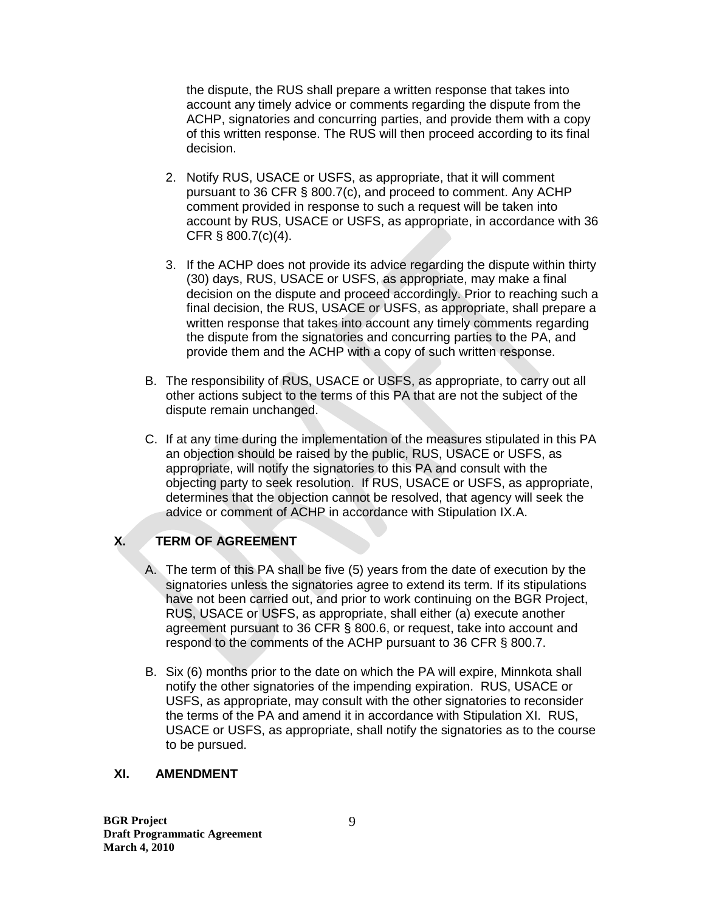the dispute, the RUS shall prepare a written response that takes into account any timely advice or comments regarding the dispute from the ACHP, signatories and concurring parties, and provide them with a copy of this written response. The RUS will then proceed according to its final decision.

2. Notify RUS, USACE or USFS, as appropriate, that it will comment pursuant to 36 CFR § 800.7(c), and proceed to comment. Any ACHP comment provided in response to such a request will be taken into account by RUS, USACE or USFS, as appropriate, in accordance with 36 CFR § 800.7(c)(4).

3. If the ACHP does not provide its advice regarding the dispute within thirty (30) days, RUS, USACE or USFS, as appropriate, may make a final decision on the dispute and proceed accordingly. Prior to reaching such a final decision, the RUS, USACE or USFS, as appropriate, shall prepare a written response that takes into account any timely comments regarding the dispute from the signatories and concurring parties to the PA, and provide them and the ACHP with a copy of such written response.

B. The responsibility of RUS, USACE or USFS, as appropriate, to carry out all other actions subject to the terms of this PA that are not the subject of the dispute remain unchanged.

C. If at any time during the implementation of the measures stipulated in this PA an objection should be raised by the public, RUS, USACE or USFS, as appropriate, will notify the signatories to this PA and consult with the objecting party to seek resolution. If RUS, USACE or USFS, as appropriate, determines that the objection cannot be resolved, that agency will seek the advice or comment of ACHP in accordance with Stipulation IX.A.

## X. TERM OF AGREEMENT

A. The term of this PA shall be five (5) years from the date of execution by the signatories unless the signatories agree to extend its term. If its stipulations have not been carried out, and prior to work continuing on the BGR Project, RUS, USACE or USFS, as appropriate, shall either (a) execute another agreement pursuant to 36 CFR § 800.6, or request, take into account and respond to the comments of the ACHP pursuant to 36 CFR § 800.7.

B. Six (6) months prior to the date on which the PA will expire, Minnkota shall notify the other signatories of the impending expiration. RUS, USACE or USFS, as appropriate, may consult with the other signatories to reconsider the terms of the PA and amend it in accordance with Stipulation XI. RUS, USACE or USFS, as appropriate, shall notify the signatories as to the course to be pursued.

## XI. AMENDMENT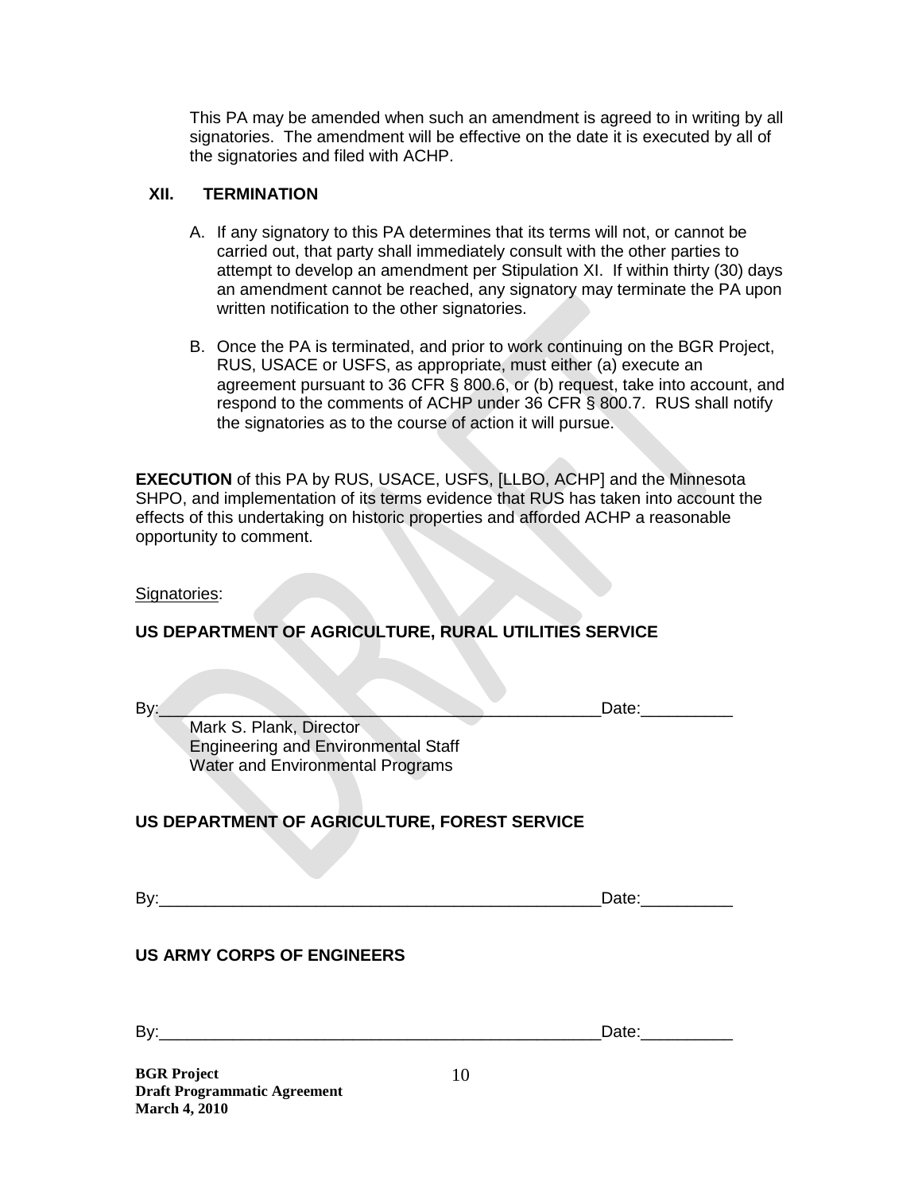This PA may be amended when such an amendment is agreed to in writing by all signatories. The amendment will be effective on the date it is executed by all of the signatories and filed with ACHP.

## XII. TERMINATION

A. If any signatory to this PA determines that its terms will not, or cannot be carried out, that party shall immediately consult with the other parties to attempt to develop an amendment per Stipulation XI. If within thirty (30) days an amendment cannot be reached, any signatory may terminate the PA upon written notification to the other signatories.

B. Once the PA is terminated, and prior to work continuing on the BGR Project, RUS, USACE or USFS, as appropriate, must either (a) execute an agreement pursuant to 36 CFR § 800.6, or (b) request, take into account, and respond to the comments of ACHP under 36 CFR § 800.7. RUS shall notify the signatories as to the course of action it will pursue.

**EXECUTION** of this PA by RUS, USACE, USFS, [LLBO, ACHP] and the Minnesota SHPO, and implementation of its terms evidence that RUS has taken into account the effects of this undertaking on historic properties and afforded ACHP a reasonable opportunity to comment.

Signatories:

**US DEPARTMENT OF AGRICULTURE, RURAL UTILITIES SERVICE**

By:_________________________________________________Date:__________

Mark S. Plank, Director
Engineering and Environmental Staff
Water and Environmental Programs

**US DEPARTMENT OF AGRICULTURE, FOREST SERVICE**

By:_________________________________________________Date:__________

**US ARMY CORPS OF ENGINEERS**

By:_________________________________________________Date:__________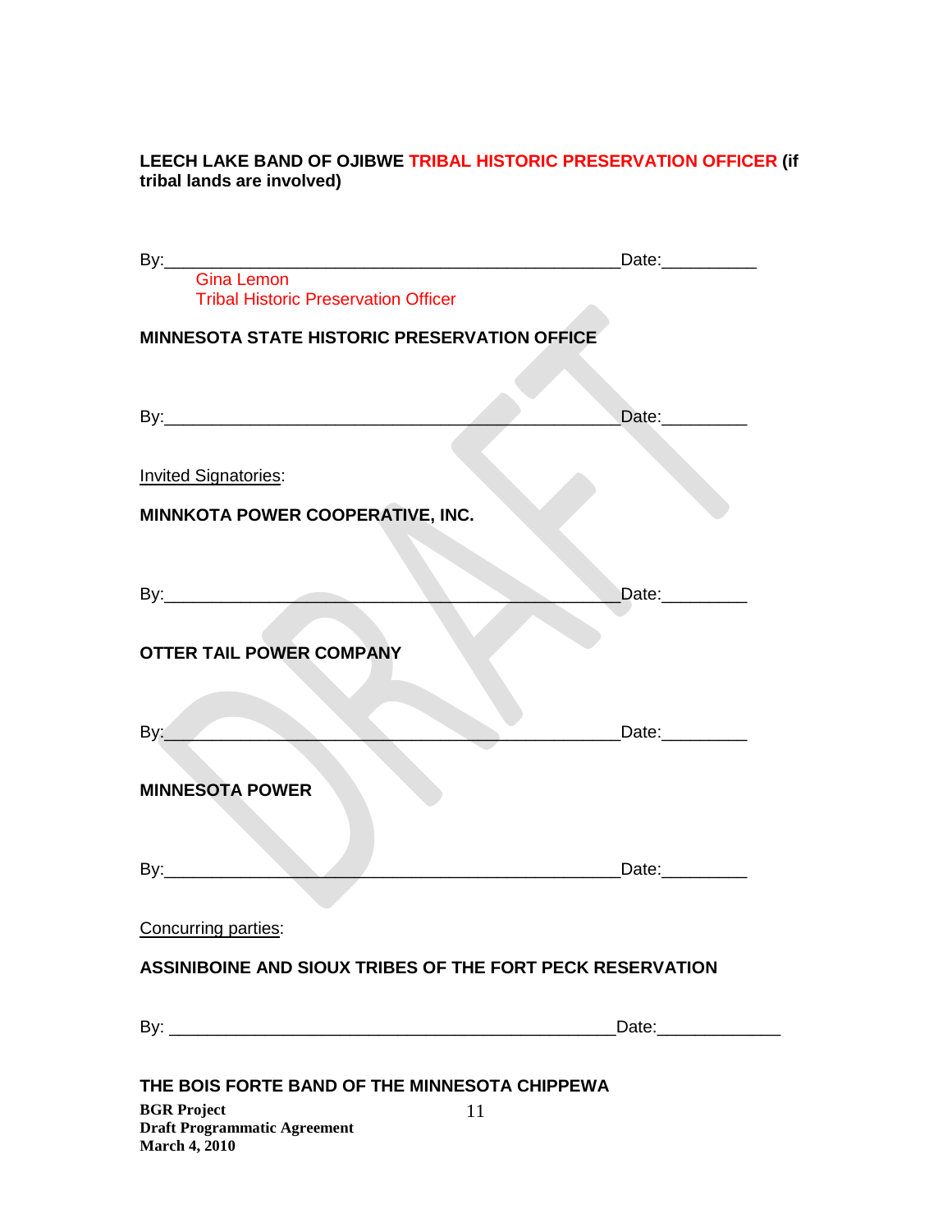**LEECH LAKE BAND OF OJIBWE TRIBAL HISTORIC PRESERVATION OFFICER (if tribal lands are involved)**

By:_______________________________________________Date:__________
Gina Lemon
Tribal Historic Preservation Officer

**MINNESOTA STATE HISTORIC PRESERVATION OFFICE**

By:_______________________________________________Date:_________

Invited Signatories:

**MINNKOTA POWER COOPERATIVE, INC.**

By:_______________________________________________Date:_________

**OTTER TAIL POWER COMPANY**

By:_______________________________________________Date:_________

**MINNESOTA POWER**

By:_______________________________________________Date:_________

Concurring parties:

**ASSINIBOINE AND SIOUX TRIBES OF THE FORT PECK RESERVATION**

By: _______________________________________________Date:_____________

**THE BOIS FORTE BAND OF THE MINNESOTA CHIPPEWA**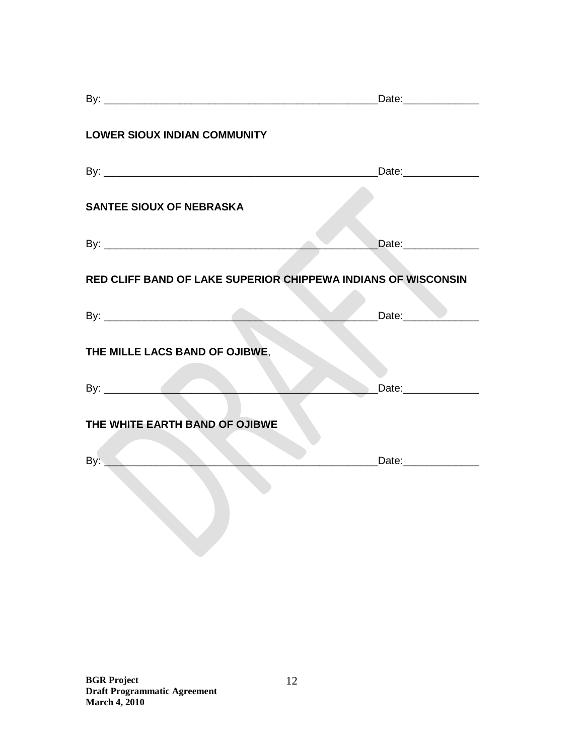By: ________________________________________________Date:_____________

**LOWER SIOUX INDIAN COMMUNITY**

By: ________________________________________________Date:_____________

**SANTEE SIOUX OF NEBRASKA**

By: ________________________________________________Date:_____________

**RED CLIFF BAND OF LAKE SUPERIOR CHIPPEWA INDIANS OF WISCONSIN**

By: ________________________________________________Date:_____________

**THE MILLE LACS BAND OF OJIBWE**,

By: ________________________________________________Date:_____________

**THE WHITE EARTH BAND OF OJIBWE**

By: ________________________________________________Date:_____________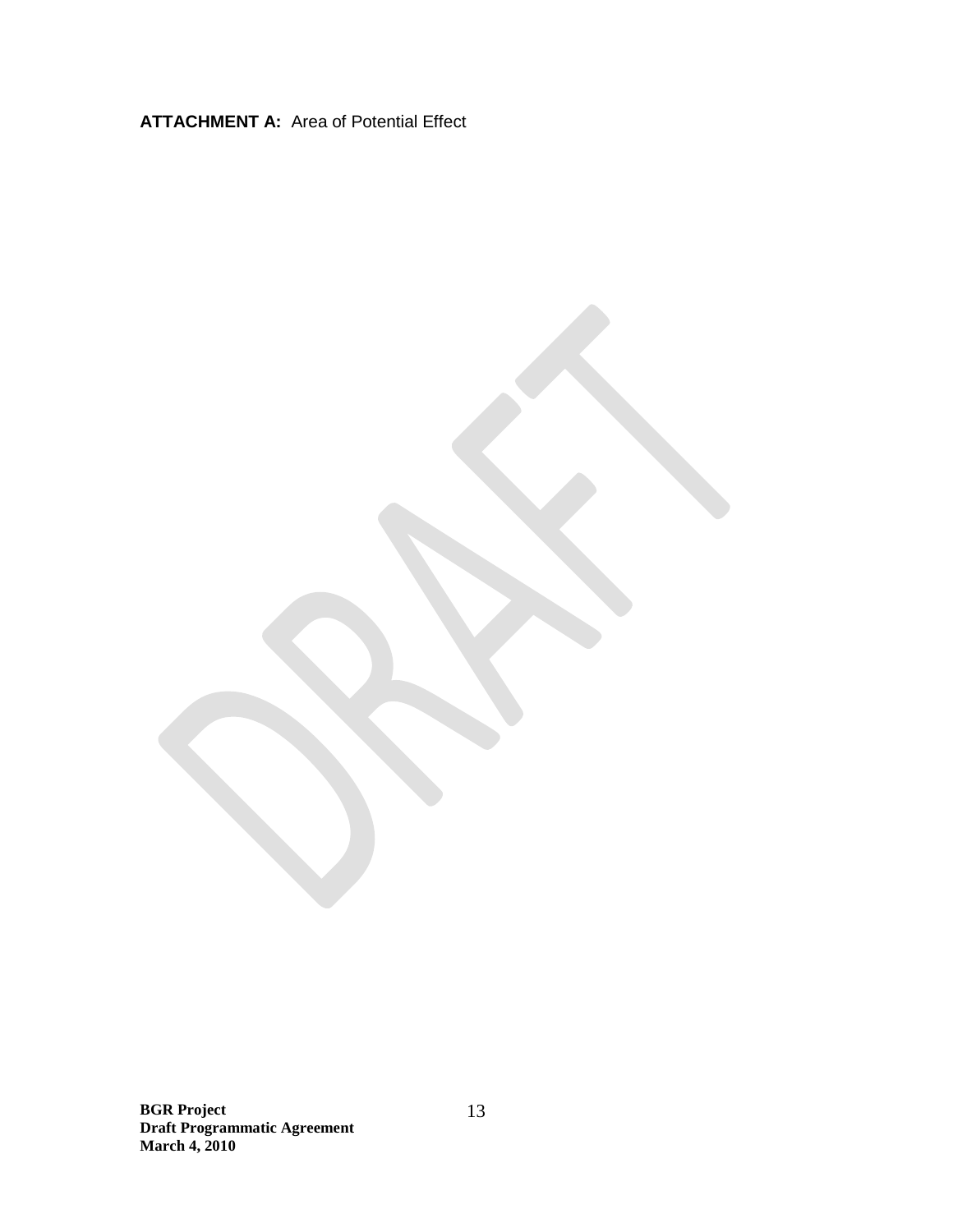**ATTACHMENT A:** Area of Potential Effect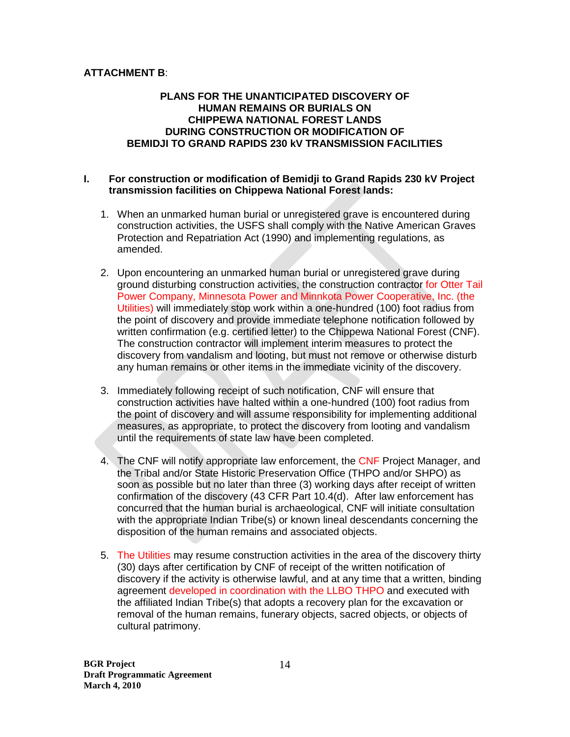**ATTACHMENT B**:

**PLANS FOR THE UNANTICIPATED DISCOVERY OF HUMAN REMAINS OR BURIALS ON CHIPPEWA NATIONAL FOREST LANDS DURING CONSTRUCTION OR MODIFICATION OF BEMIDJI TO GRAND RAPIDS 230 kV TRANSMISSION FACILITIES**

**I. For construction or modification of Bemidji to Grand Rapids 230 kV Project transmission facilities on Chippewa National Forest lands:**

1. When an unmarked human burial or unregistered grave is encountered during construction activities, the USFS shall comply with the Native American Graves Protection and Repatriation Act (1990) and implementing regulations, as amended.

2. Upon encountering an unmarked human burial or unregistered grave during ground disturbing construction activities, the construction contractor for Otter Tail Power Company, Minnesota Power and Minnkota Power Cooperative, Inc. (the Utilities) will immediately stop work within a one-hundred (100) foot radius from the point of discovery and provide immediate telephone notification followed by written confirmation (e.g. certified letter) to the Chippewa National Forest (CNF). The construction contractor will implement interim measures to protect the discovery from vandalism and looting, but must not remove or otherwise disturb any human remains or other items in the immediate vicinity of the discovery.

3. Immediately following receipt of such notification, CNF will ensure that construction activities have halted within a one-hundred (100) foot radius from the point of discovery and will assume responsibility for implementing additional measures, as appropriate, to protect the discovery from looting and vandalism until the requirements of state law have been completed.

4. The CNF will notify appropriate law enforcement, the CNF Project Manager, and the Tribal and/or State Historic Preservation Office (THPO and/or SHPO) as soon as possible but no later than three (3) working days after receipt of written confirmation of the discovery (43 CFR Part 10.4(d). After law enforcement has concurred that the human burial is archaeological, CNF will initiate consultation with the appropriate Indian Tribe(s) or known lineal descendants concerning the disposition of the human remains and associated objects.

5. The Utilities may resume construction activities in the area of the discovery thirty (30) days after certification by CNF of receipt of the written notification of discovery if the activity is otherwise lawful, and at any time that a written, binding agreement developed in coordination with the LLBO THPO and executed with the affiliated Indian Tribe(s) that adopts a recovery plan for the excavation or removal of the human remains, funerary objects, sacred objects, or objects of cultural patrimony.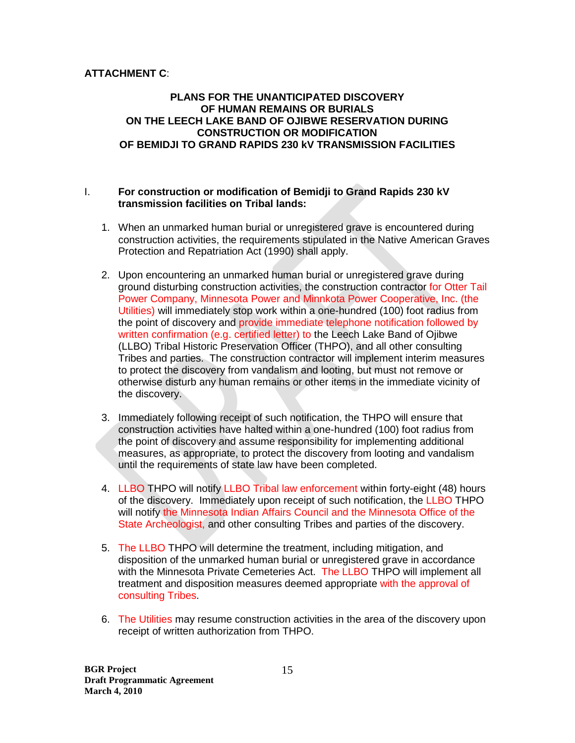**ATTACHMENT C**:

**PLANS FOR THE UNANTICIPATED DISCOVERY OF HUMAN REMAINS OR BURIALS ON THE LEECH LAKE BAND OF OJIBWE RESERVATION DURING CONSTRUCTION OR MODIFICATION OF BEMIDJI TO GRAND RAPIDS 230 kV TRANSMISSION FACILITIES**

I. **For construction or modification of Bemidji to Grand Rapids 230 kV transmission facilities on Tribal lands:**

1. When an unmarked human burial or unregistered grave is encountered during construction activities, the requirements stipulated in the Native American Graves Protection and Repatriation Act (1990) shall apply.

2. Upon encountering an unmarked human burial or unregistered grave during ground disturbing construction activities, the construction contractor for Otter Tail Power Company, Minnesota Power and Minnkota Power Cooperative, Inc. (the Utilities) will immediately stop work within a one-hundred (100) foot radius from the point of discovery and provide immediate telephone notification followed by written confirmation (e.g. certified letter) to the Leech Lake Band of Ojibwe (LLBO) Tribal Historic Preservation Officer (THPO), and all other consulting Tribes and parties. The construction contractor will implement interim measures to protect the discovery from vandalism and looting, but must not remove or otherwise disturb any human remains or other items in the immediate vicinity of the discovery.

3. Immediately following receipt of such notification, the THPO will ensure that construction activities have halted within a one-hundred (100) foot radius from the point of discovery and assume responsibility for implementing additional measures, as appropriate, to protect the discovery from looting and vandalism until the requirements of state law have been completed.

4. LLBO THPO will notify LLBO Tribal law enforcement within forty-eight (48) hours of the discovery. Immediately upon receipt of such notification, the LLBO THPO will notify the Minnesota Indian Affairs Council and the Minnesota Office of the State Archeologist, and other consulting Tribes and parties of the discovery.

5. The LLBO THPO will determine the treatment, including mitigation, and disposition of the unmarked human burial or unregistered grave in accordance with the Minnesota Private Cemeteries Act. The LLBO THPO will implement all treatment and disposition measures deemed appropriate with the approval of consulting Tribes.

6. The Utilities may resume construction activities in the area of the discovery upon receipt of written authorization from THPO.